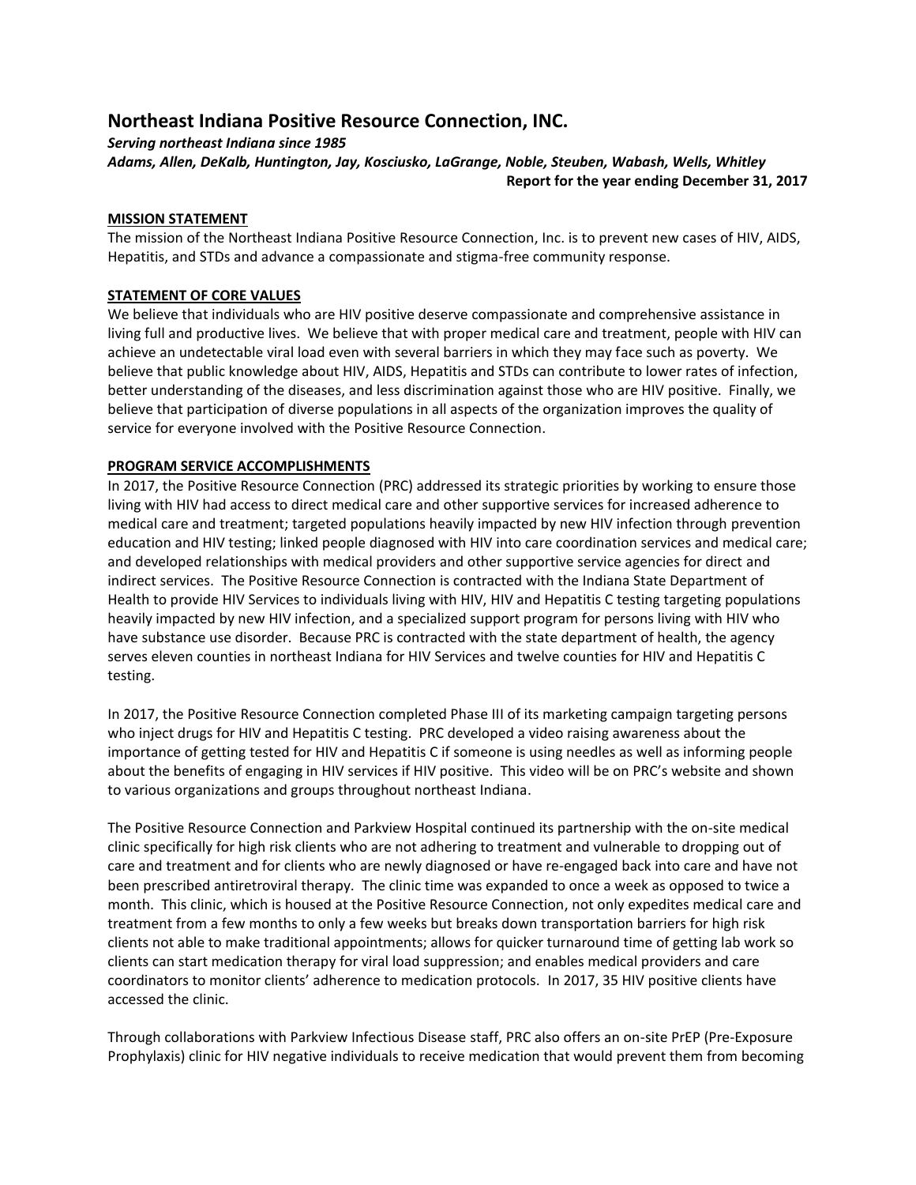# Northeast Indiana Positive Resource Connection, INC.

***Serving northeast Indiana since 1985***

***Adams, Allen, DeKalb, Huntington, Jay, Kosciusko, LaGrange, Noble, Steuben, Wabash, Wells, Whitley***

**Report for the year ending December 31, 2017**

## MISSION STATEMENT

The mission of the Northeast Indiana Positive Resource Connection, Inc. is to prevent new cases of HIV, AIDS, Hepatitis, and STDs and advance a compassionate and stigma-free community response.

## STATEMENT OF CORE VALUES

We believe that individuals who are HIV positive deserve compassionate and comprehensive assistance in living full and productive lives. We believe that with proper medical care and treatment, people with HIV can achieve an undetectable viral load even with several barriers in which they may face such as poverty. We believe that public knowledge about HIV, AIDS, Hepatitis and STDs can contribute to lower rates of infection, better understanding of the diseases, and less discrimination against those who are HIV positive. Finally, we believe that participation of diverse populations in all aspects of the organization improves the quality of service for everyone involved with the Positive Resource Connection.

## PROGRAM SERVICE ACCOMPLISHMENTS

In 2017, the Positive Resource Connection (PRC) addressed its strategic priorities by working to ensure those living with HIV had access to direct medical care and other supportive services for increased adherence to medical care and treatment; targeted populations heavily impacted by new HIV infection through prevention education and HIV testing; linked people diagnosed with HIV into care coordination services and medical care; and developed relationships with medical providers and other supportive service agencies for direct and indirect services. The Positive Resource Connection is contracted with the Indiana State Department of Health to provide HIV Services to individuals living with HIV, HIV and Hepatitis C testing targeting populations heavily impacted by new HIV infection, and a specialized support program for persons living with HIV who have substance use disorder. Because PRC is contracted with the state department of health, the agency serves eleven counties in northeast Indiana for HIV Services and twelve counties for HIV and Hepatitis C testing.

In 2017, the Positive Resource Connection completed Phase III of its marketing campaign targeting persons who inject drugs for HIV and Hepatitis C testing. PRC developed a video raising awareness about the importance of getting tested for HIV and Hepatitis C if someone is using needles as well as informing people about the benefits of engaging in HIV services if HIV positive. This video will be on PRC's website and shown to various organizations and groups throughout northeast Indiana.

The Positive Resource Connection and Parkview Hospital continued its partnership with the on-site medical clinic specifically for high risk clients who are not adhering to treatment and vulnerable to dropping out of care and treatment and for clients who are newly diagnosed or have re-engaged back into care and have not been prescribed antiretroviral therapy. The clinic time was expanded to once a week as opposed to twice a month. This clinic, which is housed at the Positive Resource Connection, not only expedites medical care and treatment from a few months to only a few weeks but breaks down transportation barriers for high risk clients not able to make traditional appointments; allows for quicker turnaround time of getting lab work so clients can start medication therapy for viral load suppression; and enables medical providers and care coordinators to monitor clients' adherence to medication protocols. In 2017, 35 HIV positive clients have accessed the clinic.

Through collaborations with Parkview Infectious Disease staff, PRC also offers an on-site PrEP (Pre-Exposure Prophylaxis) clinic for HIV negative individuals to receive medication that would prevent them from becoming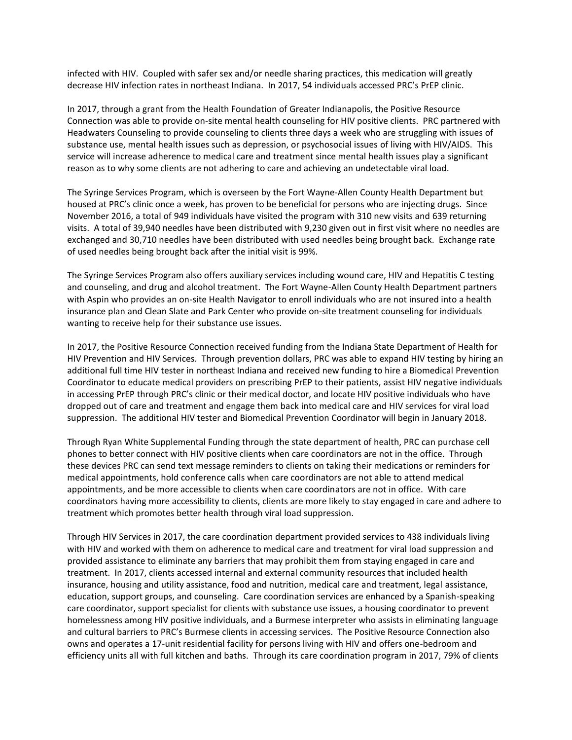infected with HIV. Coupled with safer sex and/or needle sharing practices, this medication will greatly decrease HIV infection rates in northeast Indiana. In 2017, 54 individuals accessed PRC's PrEP clinic.

In 2017, through a grant from the Health Foundation of Greater Indianapolis, the Positive Resource Connection was able to provide on-site mental health counseling for HIV positive clients. PRC partnered with Headwaters Counseling to provide counseling to clients three days a week who are struggling with issues of substance use, mental health issues such as depression, or psychosocial issues of living with HIV/AIDS. This service will increase adherence to medical care and treatment since mental health issues play a significant reason as to why some clients are not adhering to care and achieving an undetectable viral load.

The Syringe Services Program, which is overseen by the Fort Wayne-Allen County Health Department but housed at PRC's clinic once a week, has proven to be beneficial for persons who are injecting drugs. Since November 2016, a total of 949 individuals have visited the program with 310 new visits and 639 returning visits. A total of 39,940 needles have been distributed with 9,230 given out in first visit where no needles are exchanged and 30,710 needles have been distributed with used needles being brought back. Exchange rate of used needles being brought back after the initial visit is 99%.

The Syringe Services Program also offers auxiliary services including wound care, HIV and Hepatitis C testing and counseling, and drug and alcohol treatment. The Fort Wayne-Allen County Health Department partners with Aspin who provides an on-site Health Navigator to enroll individuals who are not insured into a health insurance plan and Clean Slate and Park Center who provide on-site treatment counseling for individuals wanting to receive help for their substance use issues.

In 2017, the Positive Resource Connection received funding from the Indiana State Department of Health for HIV Prevention and HIV Services. Through prevention dollars, PRC was able to expand HIV testing by hiring an additional full time HIV tester in northeast Indiana and received new funding to hire a Biomedical Prevention Coordinator to educate medical providers on prescribing PrEP to their patients, assist HIV negative individuals in accessing PrEP through PRC's clinic or their medical doctor, and locate HIV positive individuals who have dropped out of care and treatment and engage them back into medical care and HIV services for viral load suppression. The additional HIV tester and Biomedical Prevention Coordinator will begin in January 2018.

Through Ryan White Supplemental Funding through the state department of health, PRC can purchase cell phones to better connect with HIV positive clients when care coordinators are not in the office. Through these devices PRC can send text message reminders to clients on taking their medications or reminders for medical appointments, hold conference calls when care coordinators are not able to attend medical appointments, and be more accessible to clients when care coordinators are not in office. With care coordinators having more accessibility to clients, clients are more likely to stay engaged in care and adhere to treatment which promotes better health through viral load suppression.

Through HIV Services in 2017, the care coordination department provided services to 438 individuals living with HIV and worked with them on adherence to medical care and treatment for viral load suppression and provided assistance to eliminate any barriers that may prohibit them from staying engaged in care and treatment. In 2017, clients accessed internal and external community resources that included health insurance, housing and utility assistance, food and nutrition, medical care and treatment, legal assistance, education, support groups, and counseling. Care coordination services are enhanced by a Spanish-speaking care coordinator, support specialist for clients with substance use issues, a housing coordinator to prevent homelessness among HIV positive individuals, and a Burmese interpreter who assists in eliminating language and cultural barriers to PRC's Burmese clients in accessing services. The Positive Resource Connection also owns and operates a 17-unit residential facility for persons living with HIV and offers one-bedroom and efficiency units all with full kitchen and baths. Through its care coordination program in 2017, 79% of clients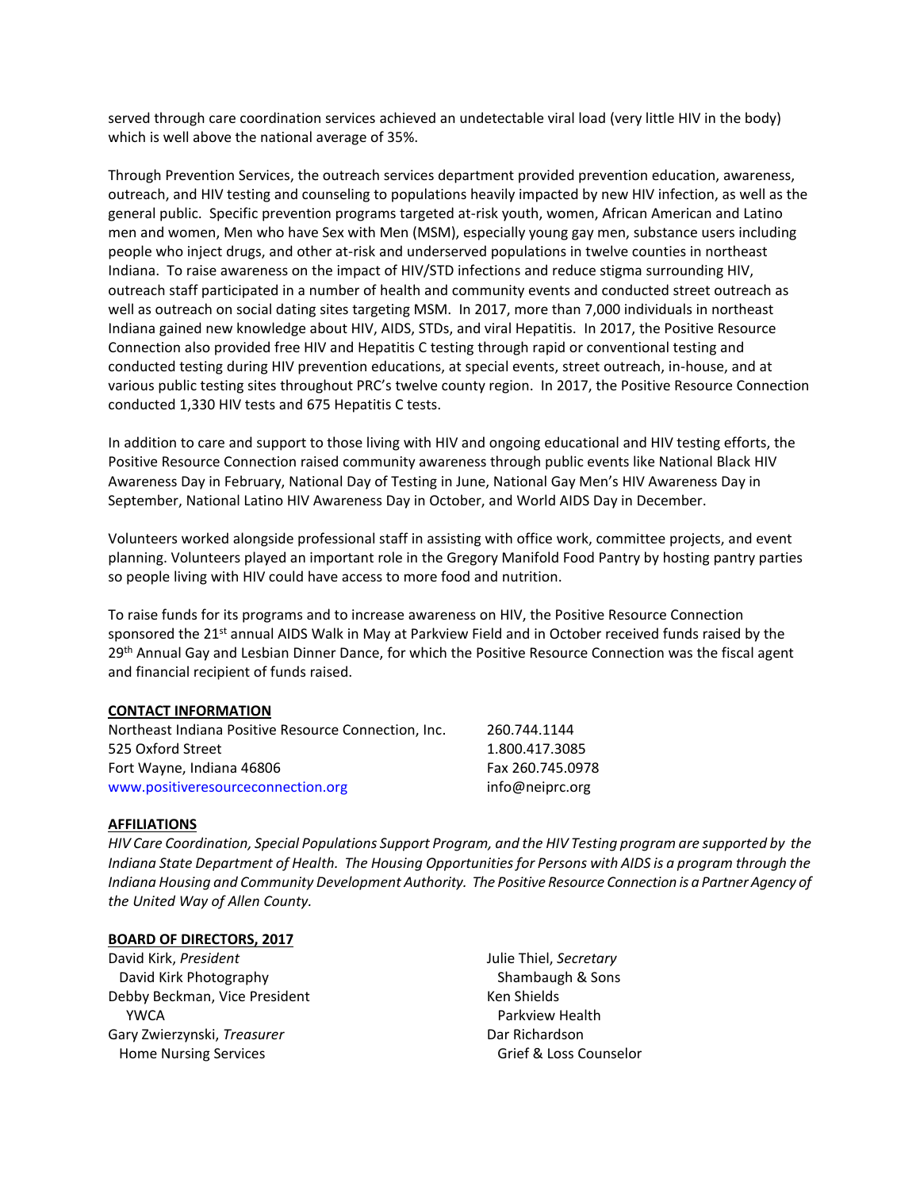served through care coordination services achieved an undetectable viral load (very little HIV in the body) which is well above the national average of 35%.

Through Prevention Services, the outreach services department provided prevention education, awareness, outreach, and HIV testing and counseling to populations heavily impacted by new HIV infection, as well as the general public. Specific prevention programs targeted at-risk youth, women, African American and Latino men and women, Men who have Sex with Men (MSM), especially young gay men, substance users including people who inject drugs, and other at-risk and underserved populations in twelve counties in northeast Indiana. To raise awareness on the impact of HIV/STD infections and reduce stigma surrounding HIV, outreach staff participated in a number of health and community events and conducted street outreach as well as outreach on social dating sites targeting MSM. In 2017, more than 7,000 individuals in northeast Indiana gained new knowledge about HIV, AIDS, STDs, and viral Hepatitis. In 2017, the Positive Resource Connection also provided free HIV and Hepatitis C testing through rapid or conventional testing and conducted testing during HIV prevention educations, at special events, street outreach, in-house, and at various public testing sites throughout PRC's twelve county region. In 2017, the Positive Resource Connection conducted 1,330 HIV tests and 675 Hepatitis C tests.

In addition to care and support to those living with HIV and ongoing educational and HIV testing efforts, the Positive Resource Connection raised community awareness through public events like National Black HIV Awareness Day in February, National Day of Testing in June, National Gay Men's HIV Awareness Day in September, National Latino HIV Awareness Day in October, and World AIDS Day in December.

Volunteers worked alongside professional staff in assisting with office work, committee projects, and event planning. Volunteers played an important role in the Gregory Manifold Food Pantry by hosting pantry parties so people living with HIV could have access to more food and nutrition.

To raise funds for its programs and to increase awareness on HIV, the Positive Resource Connection sponsored the 21st annual AIDS Walk in May at Parkview Field and in October received funds raised by the 29th Annual Gay and Lesbian Dinner Dance, for which the Positive Resource Connection was the fiscal agent and financial recipient of funds raised.

**CONTACT INFORMATION**

Northeast Indiana Positive Resource Connection, Inc.
525 Oxford Street
Fort Wayne, Indiana 46806
www.positiveresourceconnection.org

260.744.1144
1.800.417.3085
Fax 260.745.0978
info@neiprc.org

**AFFILIATIONS**

*HIV Care Coordination, Special Populations Support Program, and the HIV Testing program are supported by the Indiana State Department of Health. The Housing Opportunities for Persons with AIDS is a program through the Indiana Housing and Community Development Authority. The Positive Resource Connection is a Partner Agency of the United Way of Allen County.*

**BOARD OF DIRECTORS, 2017**

David Kirk, *President*
David Kirk Photography

Debby Beckman, Vice President
YWCA

Gary Zwierzynski, *Treasurer*
Home Nursing Services

Julie Thiel, *Secretary*
Shambaugh & Sons

Ken Shields
Parkview Health

Dar Richardson
Grief & Loss Counselor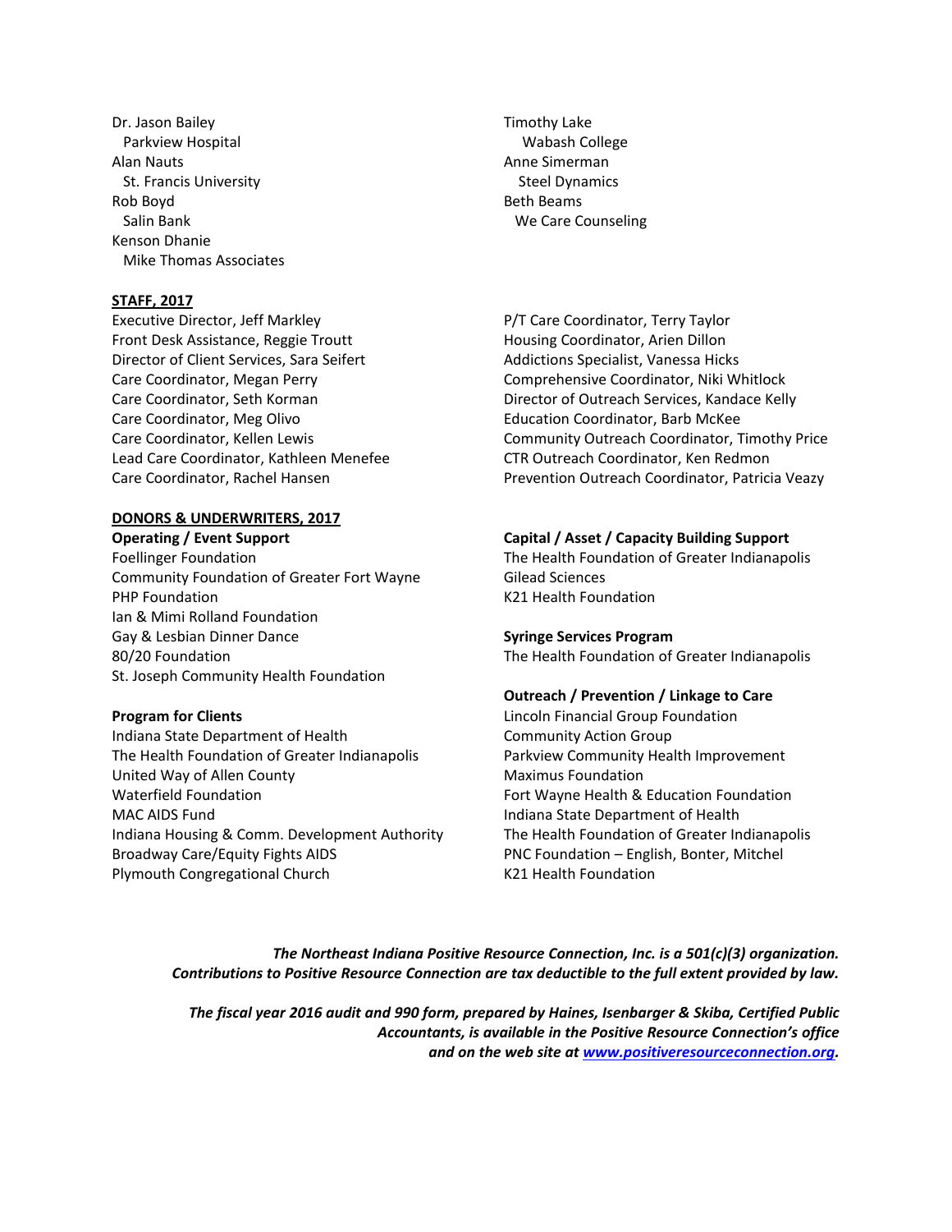Dr. Jason Bailey
  Parkview Hospital
Alan Nauts
  St. Francis University
Rob Boyd
  Salin Bank
Kenson Dhanie
  Mike Thomas Associates
Timothy Lake
  Wabash College
Anne Simerman
  Steel Dynamics
Beth Beams
  We Care Counseling

**STAFF, 2017**

Executive Director, Jeff Markley
Front Desk Assistance, Reggie Troutt
Director of Client Services, Sara Seifert
Care Coordinator, Megan Perry
Care Coordinator, Seth Korman
Care Coordinator, Meg Olivo
Care Coordinator, Kellen Lewis
Lead Care Coordinator, Kathleen Menefee
Care Coordinator, Rachel Hansen
P/T Care Coordinator, Terry Taylor
Housing Coordinator, Arien Dillon
Addictions Specialist, Vanessa Hicks
Comprehensive Coordinator, Niki Whitlock
Director of Outreach Services, Kandace Kelly
Education Coordinator, Barb McKee
Community Outreach Coordinator, Timothy Price
CTR Outreach Coordinator, Ken Redmon
Prevention Outreach Coordinator, Patricia Veazy

**DONORS & UNDERWRITERS, 2017**

**Operating / Event Support**
Foellinger Foundation
Community Foundation of Greater Fort Wayne
PHP Foundation
Ian & Mimi Rolland Foundation
Gay & Lesbian Dinner Dance
80/20 Foundation
St. Joseph Community Health Foundation

**Program for Clients**
Indiana State Department of Health
The Health Foundation of Greater Indianapolis
United Way of Allen County
Waterfield Foundation
MAC AIDS Fund
Indiana Housing & Comm. Development Authority
Broadway Care/Equity Fights AIDS
Plymouth Congregational Church

**Capital / Asset / Capacity Building Support**
The Health Foundation of Greater Indianapolis
Gilead Sciences
K21 Health Foundation

**Syringe Services Program**
The Health Foundation of Greater Indianapolis

**Outreach / Prevention / Linkage to Care**
Lincoln Financial Group Foundation
Community Action Group
Parkview Community Health Improvement
Maximus Foundation
Fort Wayne Health & Education Foundation
Indiana State Department of Health
The Health Foundation of Greater Indianapolis
PNC Foundation – English, Bonter, Mitchel
K21 Health Foundation

***The Northeast Indiana Positive Resource Connection, Inc. is a 501(c)(3) organization. Contributions to Positive Resource Connection are tax deductible to the full extent provided by law.***

***The fiscal year 2016 audit and 990 form, prepared by Haines, Isenbarger & Skiba, Certified Public Accountants, is available in the Positive Resource Connection's office and on the web site at [www.positiveresourceconnection.org](http://www.positiveresourceconnection.org).***